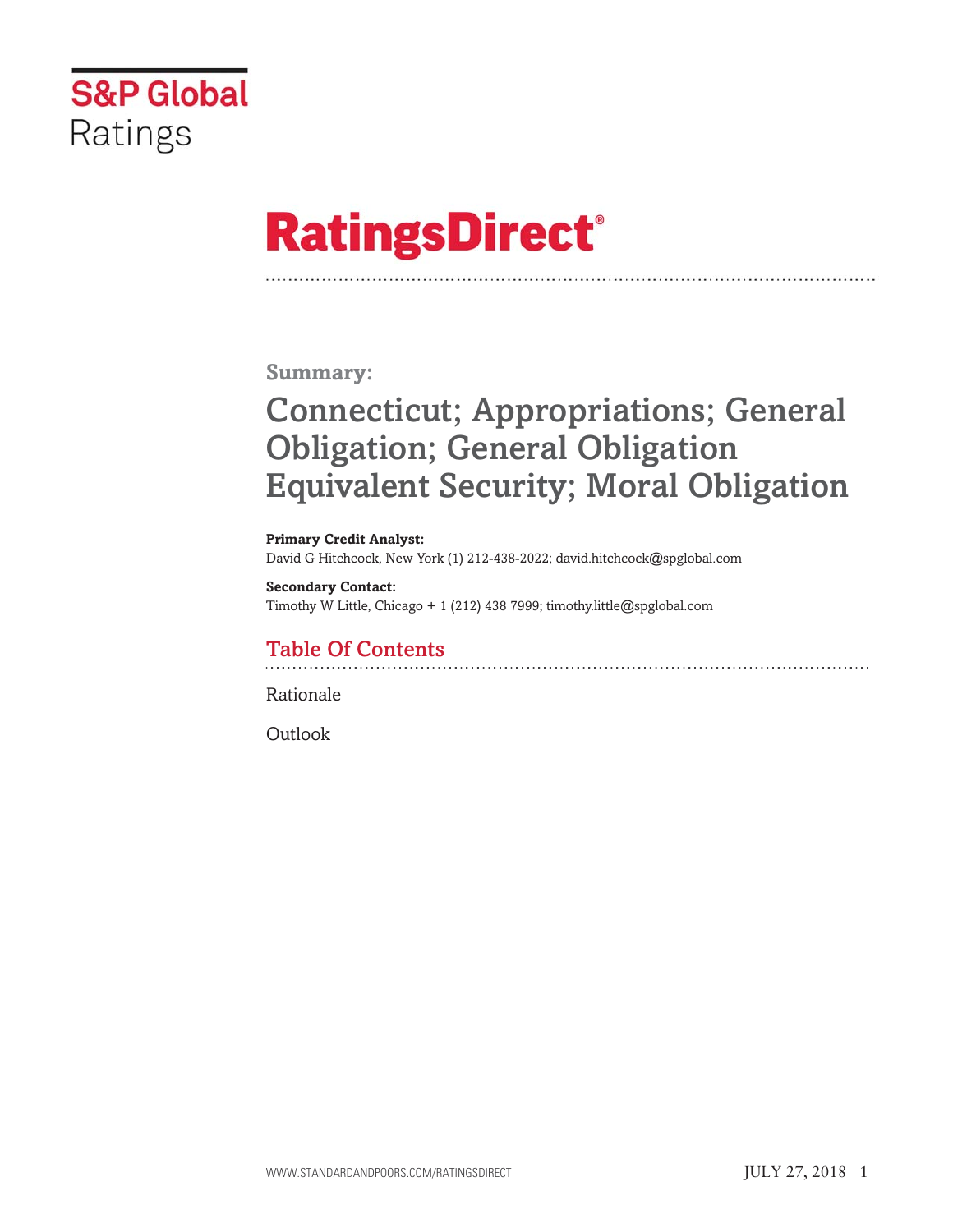S&P Global Ratings

# RatingsDirect®

## Summary:

# Connecticut; Appropriations; General Obligation; General Obligation Equivalent Security; Moral Obligation

**Primary Credit Analyst:**
David G Hitchcock, New York (1) 212-438-2022; david.hitchcock@spglobal.com

**Secondary Contact:**
Timothy W Little, Chicago + 1 (212) 438 7999; timothy.little@spglobal.com

## Table Of Contents

Rationale

Outlook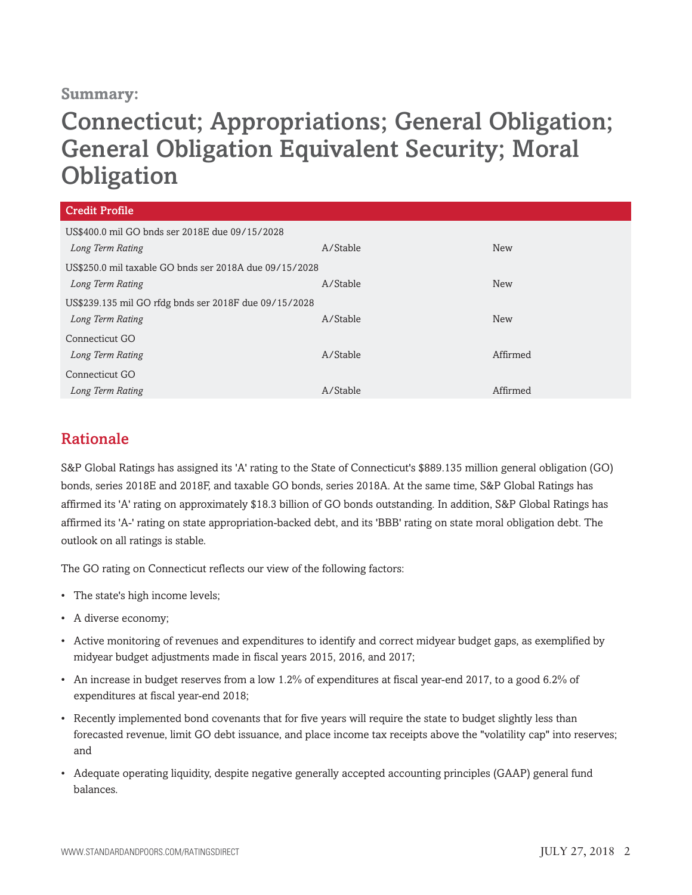**Summary:**

# Connecticut; Appropriations; General Obligation; General Obligation Equivalent Security; Moral Obligation

| Credit Profile | | |
|---|---|---|
| US$400.0 mil GO bnds ser 2018E due 09/15/2028 | | |
| *Long Term Rating* | A/Stable | New |
| US$250.0 mil taxable GO bnds ser 2018A due 09/15/2028 | | |
| *Long Term Rating* | A/Stable | New |
| US$239.135 mil GO rfdg bnds ser 2018F due 09/15/2028 | | |
| *Long Term Rating* | A/Stable | New |
| Connecticut GO | | |
| *Long Term Rating* | A/Stable | Affirmed |
| Connecticut GO | | |
| *Long Term Rating* | A/Stable | Affirmed |

## Rationale

S&P Global Ratings has assigned its 'A' rating to the State of Connecticut's $889.135 million general obligation (GO) bonds, series 2018E and 2018F, and taxable GO bonds, series 2018A. At the same time, S&P Global Ratings has affirmed its 'A' rating on approximately $18.3 billion of GO bonds outstanding. In addition, S&P Global Ratings has affirmed its 'A-' rating on state appropriation-backed debt, and its 'BBB' rating on state moral obligation debt. The outlook on all ratings is stable.

The GO rating on Connecticut reflects our view of the following factors:

- The state's high income levels;
- A diverse economy;
- Active monitoring of revenues and expenditures to identify and correct midyear budget gaps, as exemplified by midyear budget adjustments made in fiscal years 2015, 2016, and 2017;
- An increase in budget reserves from a low 1.2% of expenditures at fiscal year-end 2017, to a good 6.2% of expenditures at fiscal year-end 2018;
- Recently implemented bond covenants that for five years will require the state to budget slightly less than forecasted revenue, limit GO debt issuance, and place income tax receipts above the "volatility cap" into reserves; and
- Adequate operating liquidity, despite negative generally accepted accounting principles (GAAP) general fund balances.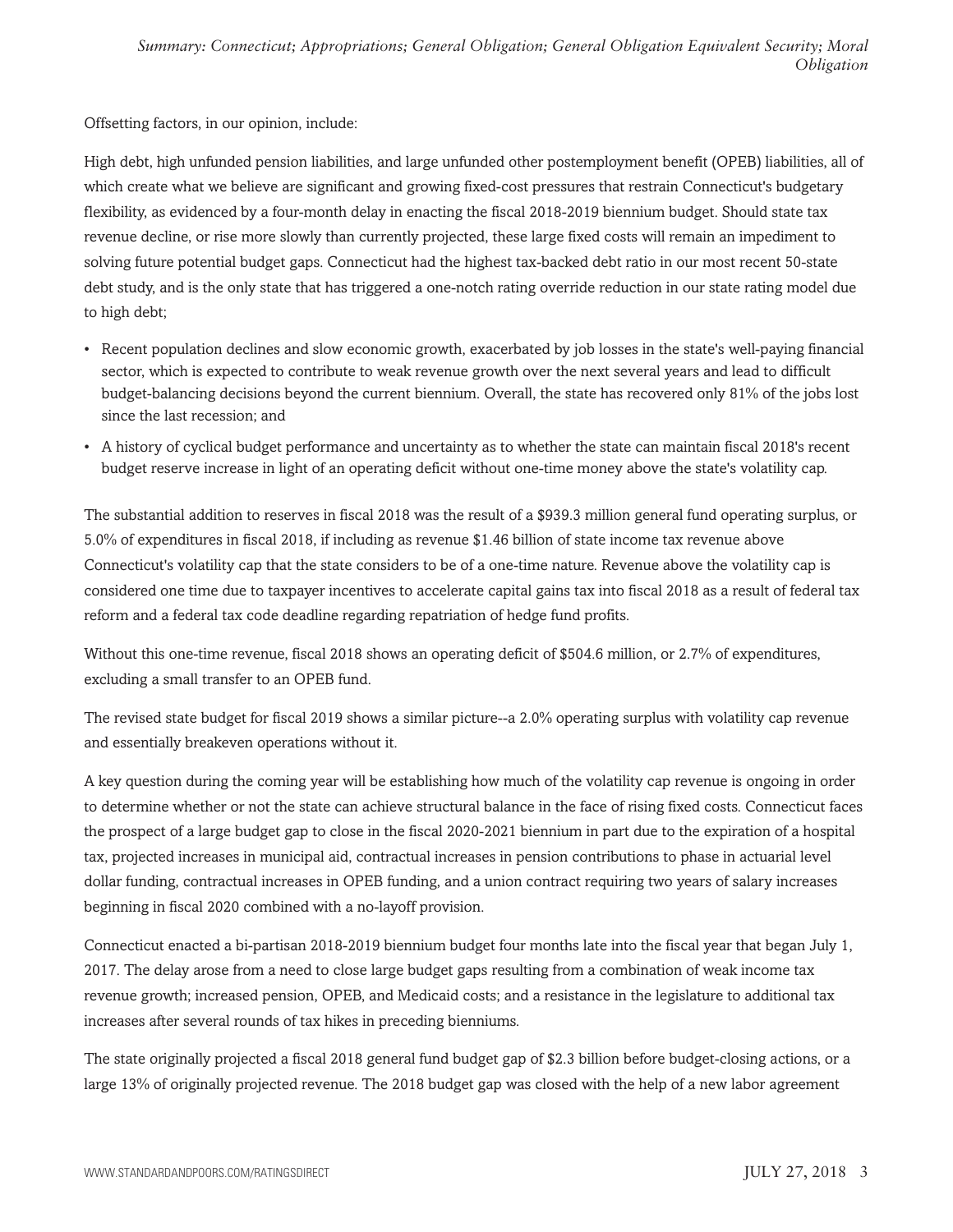Offsetting factors, in our opinion, include:

High debt, high unfunded pension liabilities, and large unfunded other postemployment benefit (OPEB) liabilities, all of which create what we believe are significant and growing fixed-cost pressures that restrain Connecticut's budgetary flexibility, as evidenced by a four-month delay in enacting the fiscal 2018-2019 biennium budget. Should state tax revenue decline, or rise more slowly than currently projected, these large fixed costs will remain an impediment to solving future potential budget gaps. Connecticut had the highest tax-backed debt ratio in our most recent 50-state debt study, and is the only state that has triggered a one-notch rating override reduction in our state rating model due to high debt;

- Recent population declines and slow economic growth, exacerbated by job losses in the state's well-paying financial sector, which is expected to contribute to weak revenue growth over the next several years and lead to difficult budget-balancing decisions beyond the current biennium. Overall, the state has recovered only 81% of the jobs lost since the last recession; and
- A history of cyclical budget performance and uncertainty as to whether the state can maintain fiscal 2018's recent budget reserve increase in light of an operating deficit without one-time money above the state's volatility cap.

The substantial addition to reserves in fiscal 2018 was the result of a $939.3 million general fund operating surplus, or 5.0% of expenditures in fiscal 2018, if including as revenue $1.46 billion of state income tax revenue above Connecticut's volatility cap that the state considers to be of a one-time nature. Revenue above the volatility cap is considered one time due to taxpayer incentives to accelerate capital gains tax into fiscal 2018 as a result of federal tax reform and a federal tax code deadline regarding repatriation of hedge fund profits.

Without this one-time revenue, fiscal 2018 shows an operating deficit of $504.6 million, or 2.7% of expenditures, excluding a small transfer to an OPEB fund.

The revised state budget for fiscal 2019 shows a similar picture--a 2.0% operating surplus with volatility cap revenue and essentially breakeven operations without it.

A key question during the coming year will be establishing how much of the volatility cap revenue is ongoing in order to determine whether or not the state can achieve structural balance in the face of rising fixed costs. Connecticut faces the prospect of a large budget gap to close in the fiscal 2020-2021 biennium in part due to the expiration of a hospital tax, projected increases in municipal aid, contractual increases in pension contributions to phase in actuarial level dollar funding, contractual increases in OPEB funding, and a union contract requiring two years of salary increases beginning in fiscal 2020 combined with a no-layoff provision.

Connecticut enacted a bi-partisan 2018-2019 biennium budget four months late into the fiscal year that began July 1, 2017. The delay arose from a need to close large budget gaps resulting from a combination of weak income tax revenue growth; increased pension, OPEB, and Medicaid costs; and a resistance in the legislature to additional tax increases after several rounds of tax hikes in preceding bienniums.

The state originally projected a fiscal 2018 general fund budget gap of $2.3 billion before budget-closing actions, or a large 13% of originally projected revenue. The 2018 budget gap was closed with the help of a new labor agreement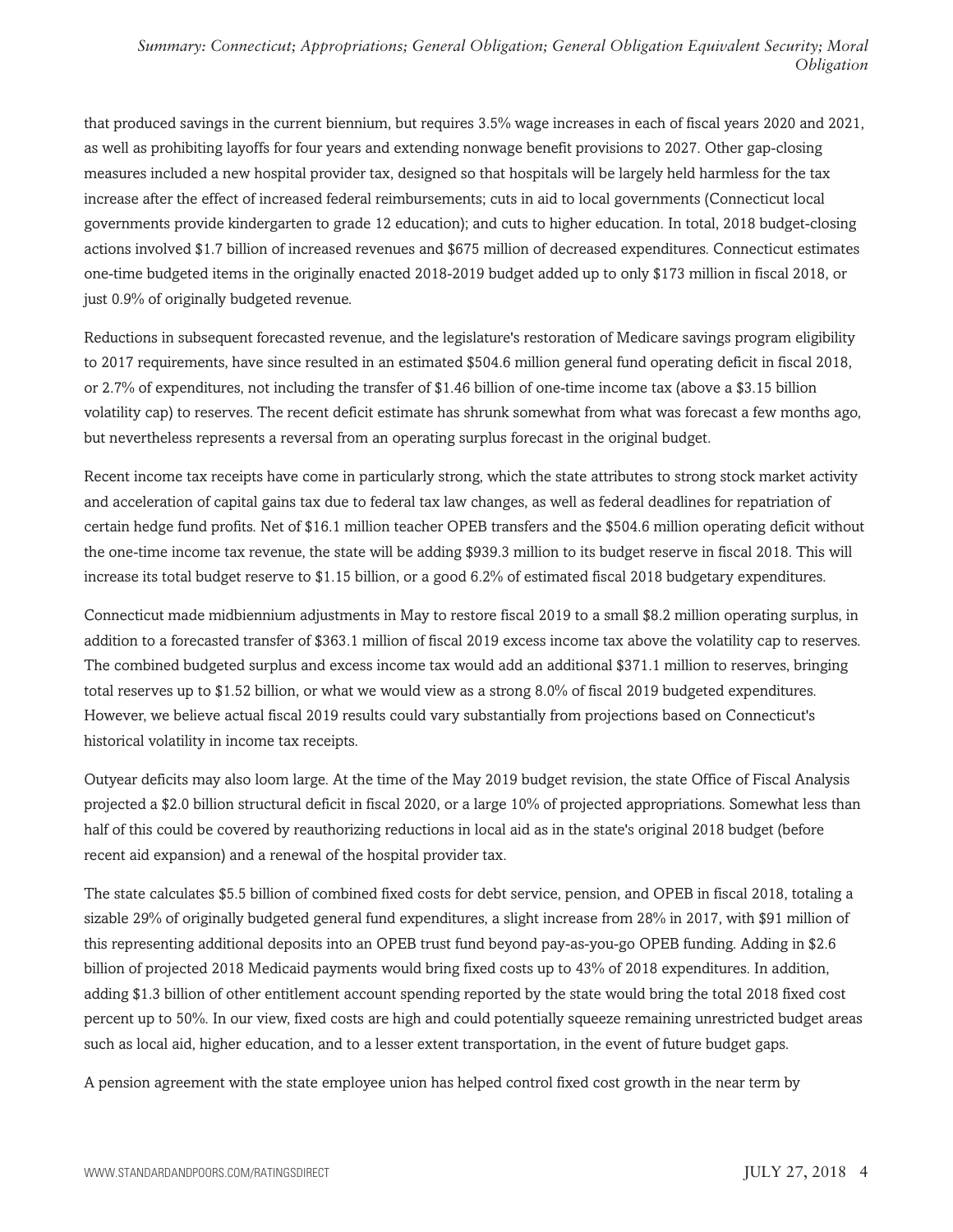that produced savings in the current biennium, but requires 3.5% wage increases in each of fiscal years 2020 and 2021, as well as prohibiting layoffs for four years and extending nonwage benefit provisions to 2027. Other gap-closing measures included a new hospital provider tax, designed so that hospitals will be largely held harmless for the tax increase after the effect of increased federal reimbursements; cuts in aid to local governments (Connecticut local governments provide kindergarten to grade 12 education); and cuts to higher education. In total, 2018 budget-closing actions involved $1.7 billion of increased revenues and $675 million of decreased expenditures. Connecticut estimates one-time budgeted items in the originally enacted 2018-2019 budget added up to only $173 million in fiscal 2018, or just 0.9% of originally budgeted revenue.

Reductions in subsequent forecasted revenue, and the legislature's restoration of Medicare savings program eligibility to 2017 requirements, have since resulted in an estimated $504.6 million general fund operating deficit in fiscal 2018, or 2.7% of expenditures, not including the transfer of $1.46 billion of one-time income tax (above a $3.15 billion volatility cap) to reserves. The recent deficit estimate has shrunk somewhat from what was forecast a few months ago, but nevertheless represents a reversal from an operating surplus forecast in the original budget.

Recent income tax receipts have come in particularly strong, which the state attributes to strong stock market activity and acceleration of capital gains tax due to federal tax law changes, as well as federal deadlines for repatriation of certain hedge fund profits. Net of $16.1 million teacher OPEB transfers and the $504.6 million operating deficit without the one-time income tax revenue, the state will be adding $939.3 million to its budget reserve in fiscal 2018. This will increase its total budget reserve to $1.15 billion, or a good 6.2% of estimated fiscal 2018 budgetary expenditures.

Connecticut made midbiennium adjustments in May to restore fiscal 2019 to a small $8.2 million operating surplus, in addition to a forecasted transfer of $363.1 million of fiscal 2019 excess income tax above the volatility cap to reserves. The combined budgeted surplus and excess income tax would add an additional $371.1 million to reserves, bringing total reserves up to $1.52 billion, or what we would view as a strong 8.0% of fiscal 2019 budgeted expenditures. However, we believe actual fiscal 2019 results could vary substantially from projections based on Connecticut's historical volatility in income tax receipts.

Outyear deficits may also loom large. At the time of the May 2019 budget revision, the state Office of Fiscal Analysis projected a $2.0 billion structural deficit in fiscal 2020, or a large 10% of projected appropriations. Somewhat less than half of this could be covered by reauthorizing reductions in local aid as in the state's original 2018 budget (before recent aid expansion) and a renewal of the hospital provider tax.

The state calculates $5.5 billion of combined fixed costs for debt service, pension, and OPEB in fiscal 2018, totaling a sizable 29% of originally budgeted general fund expenditures, a slight increase from 28% in 2017, with $91 million of this representing additional deposits into an OPEB trust fund beyond pay-as-you-go OPEB funding. Adding in $2.6 billion of projected 2018 Medicaid payments would bring fixed costs up to 43% of 2018 expenditures. In addition, adding $1.3 billion of other entitlement account spending reported by the state would bring the total 2018 fixed cost percent up to 50%. In our view, fixed costs are high and could potentially squeeze remaining unrestricted budget areas such as local aid, higher education, and to a lesser extent transportation, in the event of future budget gaps.

A pension agreement with the state employee union has helped control fixed cost growth in the near term by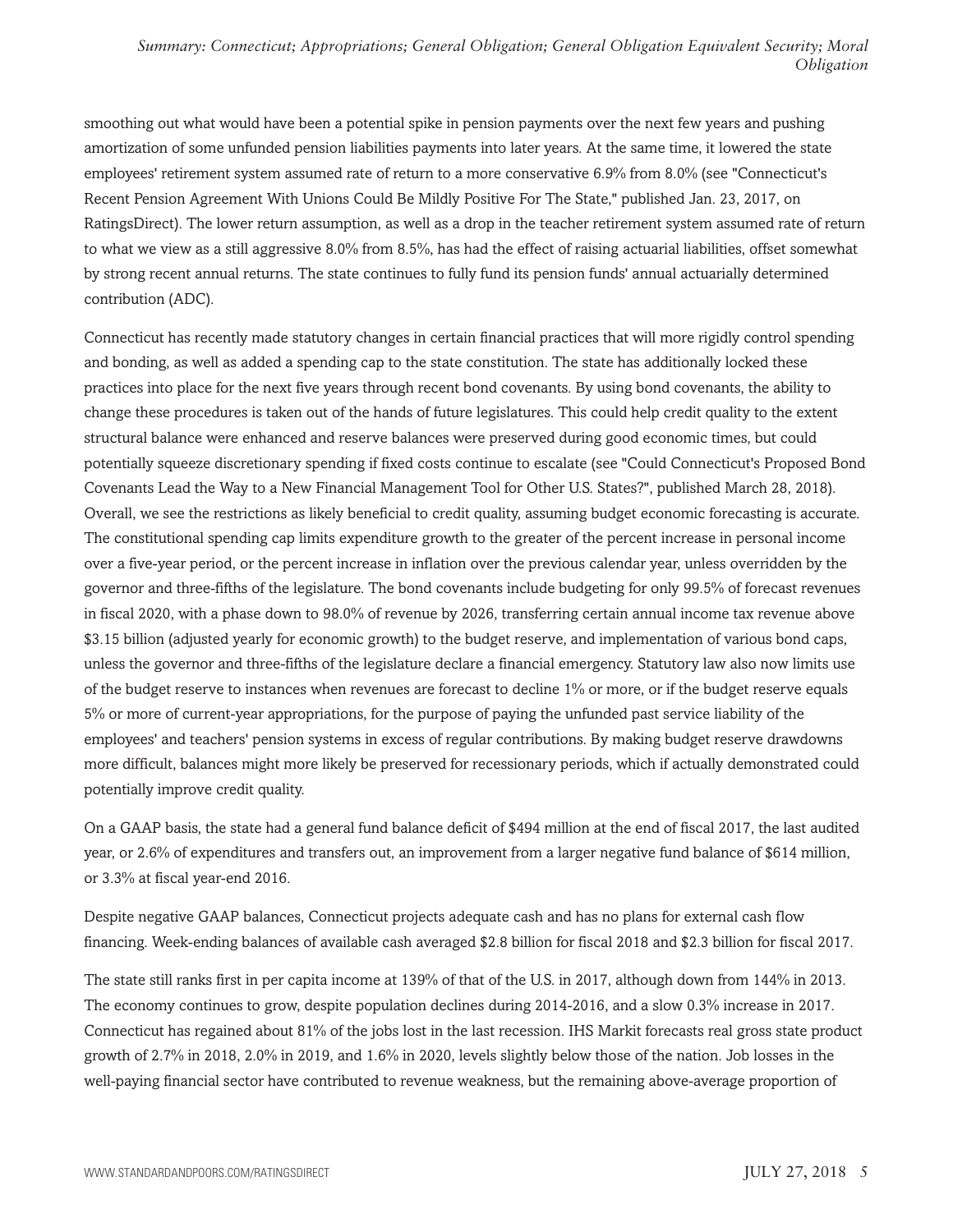smoothing out what would have been a potential spike in pension payments over the next few years and pushing amortization of some unfunded pension liabilities payments into later years. At the same time, it lowered the state employees' retirement system assumed rate of return to a more conservative 6.9% from 8.0% (see "Connecticut's Recent Pension Agreement With Unions Could Be Mildly Positive For The State," published Jan. 23, 2017, on RatingsDirect). The lower return assumption, as well as a drop in the teacher retirement system assumed rate of return to what we view as a still aggressive 8.0% from 8.5%, has had the effect of raising actuarial liabilities, offset somewhat by strong recent annual returns. The state continues to fully fund its pension funds' annual actuarially determined contribution (ADC).

Connecticut has recently made statutory changes in certain financial practices that will more rigidly control spending and bonding, as well as added a spending cap to the state constitution. The state has additionally locked these practices into place for the next five years through recent bond covenants. By using bond covenants, the ability to change these procedures is taken out of the hands of future legislatures. This could help credit quality to the extent structural balance were enhanced and reserve balances were preserved during good economic times, but could potentially squeeze discretionary spending if fixed costs continue to escalate (see "Could Connecticut's Proposed Bond Covenants Lead the Way to a New Financial Management Tool for Other U.S. States?", published March 28, 2018). Overall, we see the restrictions as likely beneficial to credit quality, assuming budget economic forecasting is accurate. The constitutional spending cap limits expenditure growth to the greater of the percent increase in personal income over a five-year period, or the percent increase in inflation over the previous calendar year, unless overridden by the governor and three-fifths of the legislature. The bond covenants include budgeting for only 99.5% of forecast revenues in fiscal 2020, with a phase down to 98.0% of revenue by 2026, transferring certain annual income tax revenue above $3.15 billion (adjusted yearly for economic growth) to the budget reserve, and implementation of various bond caps, unless the governor and three-fifths of the legislature declare a financial emergency. Statutory law also now limits use of the budget reserve to instances when revenues are forecast to decline 1% or more, or if the budget reserve equals 5% or more of current-year appropriations, for the purpose of paying the unfunded past service liability of the employees' and teachers' pension systems in excess of regular contributions. By making budget reserve drawdowns more difficult, balances might more likely be preserved for recessionary periods, which if actually demonstrated could potentially improve credit quality.

On a GAAP basis, the state had a general fund balance deficit of $494 million at the end of fiscal 2017, the last audited year, or 2.6% of expenditures and transfers out, an improvement from a larger negative fund balance of $614 million, or 3.3% at fiscal year-end 2016.

Despite negative GAAP balances, Connecticut projects adequate cash and has no plans for external cash flow financing. Week-ending balances of available cash averaged $2.8 billion for fiscal 2018 and $2.3 billion for fiscal 2017.

The state still ranks first in per capita income at 139% of that of the U.S. in 2017, although down from 144% in 2013. The economy continues to grow, despite population declines during 2014-2016, and a slow 0.3% increase in 2017. Connecticut has regained about 81% of the jobs lost in the last recession. IHS Markit forecasts real gross state product growth of 2.7% in 2018, 2.0% in 2019, and 1.6% in 2020, levels slightly below those of the nation. Job losses in the well-paying financial sector have contributed to revenue weakness, but the remaining above-average proportion of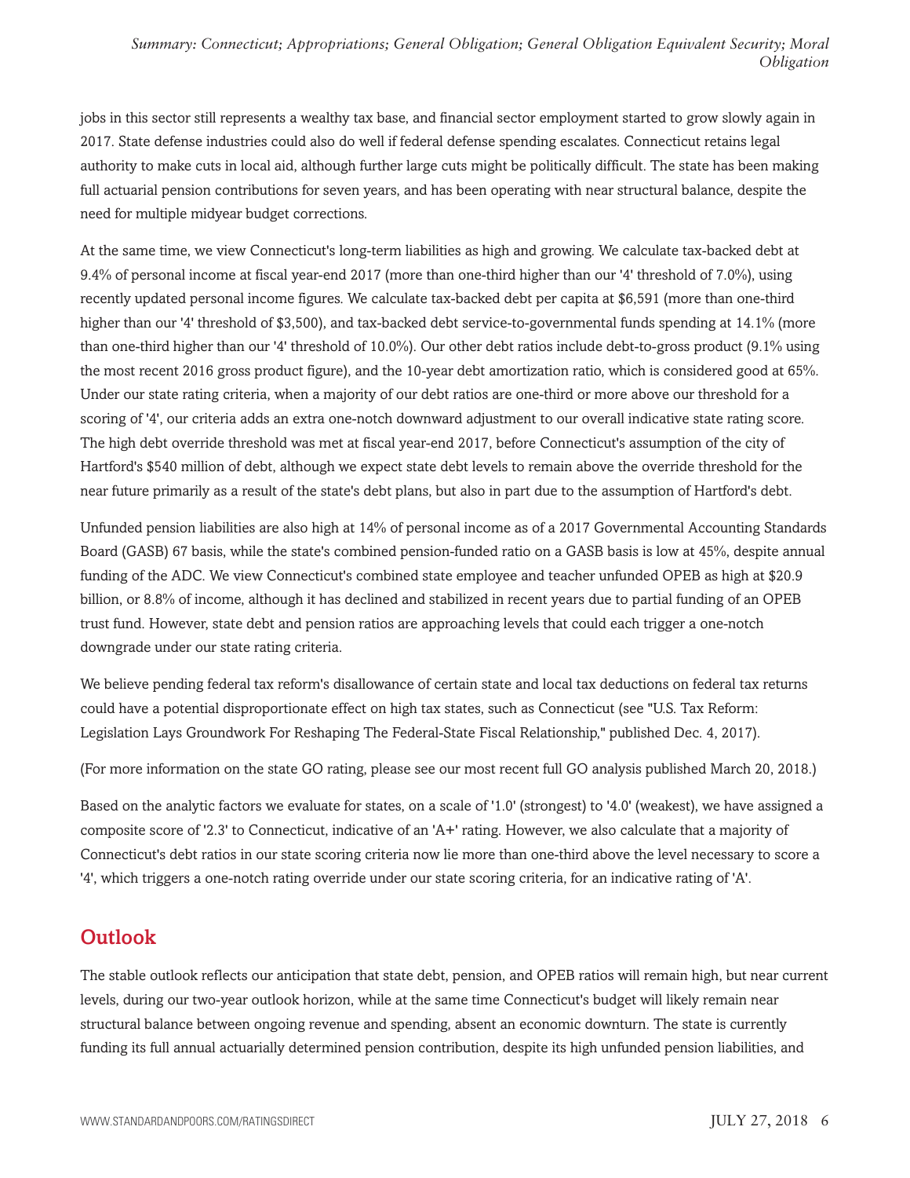jobs in this sector still represents a wealthy tax base, and financial sector employment started to grow slowly again in 2017. State defense industries could also do well if federal defense spending escalates. Connecticut retains legal authority to make cuts in local aid, although further large cuts might be politically difficult. The state has been making full actuarial pension contributions for seven years, and has been operating with near structural balance, despite the need for multiple midyear budget corrections.

At the same time, we view Connecticut's long-term liabilities as high and growing. We calculate tax-backed debt at 9.4% of personal income at fiscal year-end 2017 (more than one-third higher than our '4' threshold of 7.0%), using recently updated personal income figures. We calculate tax-backed debt per capita at $6,591 (more than one-third higher than our '4' threshold of $3,500), and tax-backed debt service-to-governmental funds spending at 14.1% (more than one-third higher than our '4' threshold of 10.0%). Our other debt ratios include debt-to-gross product (9.1% using the most recent 2016 gross product figure), and the 10-year debt amortization ratio, which is considered good at 65%. Under our state rating criteria, when a majority of our debt ratios are one-third or more above our threshold for a scoring of '4', our criteria adds an extra one-notch downward adjustment to our overall indicative state rating score. The high debt override threshold was met at fiscal year-end 2017, before Connecticut's assumption of the city of Hartford's $540 million of debt, although we expect state debt levels to remain above the override threshold for the near future primarily as a result of the state's debt plans, but also in part due to the assumption of Hartford's debt.

Unfunded pension liabilities are also high at 14% of personal income as of a 2017 Governmental Accounting Standards Board (GASB) 67 basis, while the state's combined pension-funded ratio on a GASB basis is low at 45%, despite annual funding of the ADC. We view Connecticut's combined state employee and teacher unfunded OPEB as high at $20.9 billion, or 8.8% of income, although it has declined and stabilized in recent years due to partial funding of an OPEB trust fund. However, state debt and pension ratios are approaching levels that could each trigger a one-notch downgrade under our state rating criteria.

We believe pending federal tax reform's disallowance of certain state and local tax deductions on federal tax returns could have a potential disproportionate effect on high tax states, such as Connecticut (see "U.S. Tax Reform: Legislation Lays Groundwork For Reshaping The Federal-State Fiscal Relationship," published Dec. 4, 2017).

(For more information on the state GO rating, please see our most recent full GO analysis published March 20, 2018.)

Based on the analytic factors we evaluate for states, on a scale of '1.0' (strongest) to '4.0' (weakest), we have assigned a composite score of '2.3' to Connecticut, indicative of an 'A+' rating. However, we also calculate that a majority of Connecticut's debt ratios in our state scoring criteria now lie more than one-third above the level necessary to score a '4', which triggers a one-notch rating override under our state scoring criteria, for an indicative rating of 'A'.

## Outlook

The stable outlook reflects our anticipation that state debt, pension, and OPEB ratios will remain high, but near current levels, during our two-year outlook horizon, while at the same time Connecticut's budget will likely remain near structural balance between ongoing revenue and spending, absent an economic downturn. The state is currently funding its full annual actuarially determined pension contribution, despite its high unfunded pension liabilities, and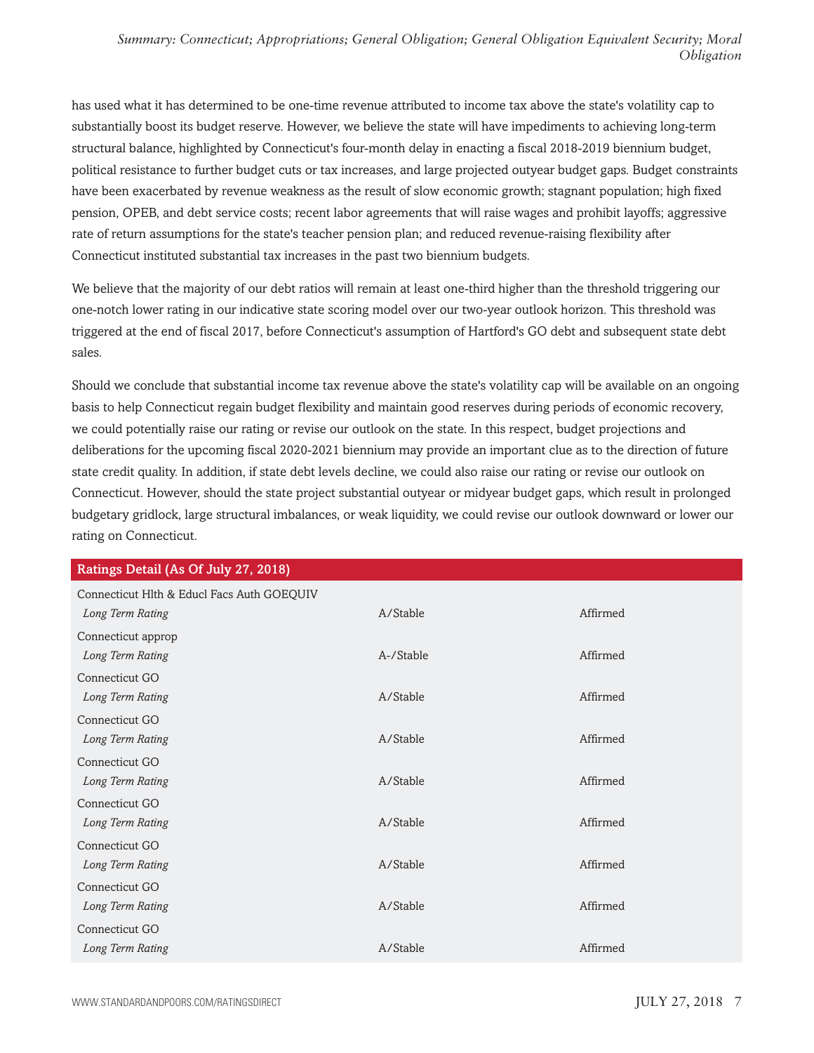has used what it has determined to be one-time revenue attributed to income tax above the state's volatility cap to substantially boost its budget reserve. However, we believe the state will have impediments to achieving long-term structural balance, highlighted by Connecticut's four-month delay in enacting a fiscal 2018-2019 biennium budget, political resistance to further budget cuts or tax increases, and large projected outyear budget gaps. Budget constraints have been exacerbated by revenue weakness as the result of slow economic growth; stagnant population; high fixed pension, OPEB, and debt service costs; recent labor agreements that will raise wages and prohibit layoffs; aggressive rate of return assumptions for the state's teacher pension plan; and reduced revenue-raising flexibility after Connecticut instituted substantial tax increases in the past two biennium budgets.

We believe that the majority of our debt ratios will remain at least one-third higher than the threshold triggering our one-notch lower rating in our indicative state scoring model over our two-year outlook horizon. This threshold was triggered at the end of fiscal 2017, before Connecticut's assumption of Hartford's GO debt and subsequent state debt sales.

Should we conclude that substantial income tax revenue above the state's volatility cap will be available on an ongoing basis to help Connecticut regain budget flexibility and maintain good reserves during periods of economic recovery, we could potentially raise our rating or revise our outlook on the state. In this respect, budget projections and deliberations for the upcoming fiscal 2020-2021 biennium may provide an important clue as to the direction of future state credit quality. In addition, if state debt levels decline, we could also raise our rating or revise our outlook on Connecticut. However, should the state project substantial outyear or midyear budget gaps, which result in prolonged budgetary gridlock, large structural imbalances, or weak liquidity, we could revise our outlook downward or lower our rating on Connecticut.

| Ratings Detail (As Of July 27, 2018) | | |
|---|---|---|
| Connecticut Hlth & Educl Facs Auth GOEQUIV | | |
| *Long Term Rating* | A/Stable | Affirmed |
| Connecticut approp | | |
| *Long Term Rating* | A-/Stable | Affirmed |
| Connecticut GO | | |
| *Long Term Rating* | A/Stable | Affirmed |
| Connecticut GO | | |
| *Long Term Rating* | A/Stable | Affirmed |
| Connecticut GO | | |
| *Long Term Rating* | A/Stable | Affirmed |
| Connecticut GO | | |
| *Long Term Rating* | A/Stable | Affirmed |
| Connecticut GO | | |
| *Long Term Rating* | A/Stable | Affirmed |
| Connecticut GO | | |
| *Long Term Rating* | A/Stable | Affirmed |
| Connecticut GO | | |
| *Long Term Rating* | A/Stable | Affirmed |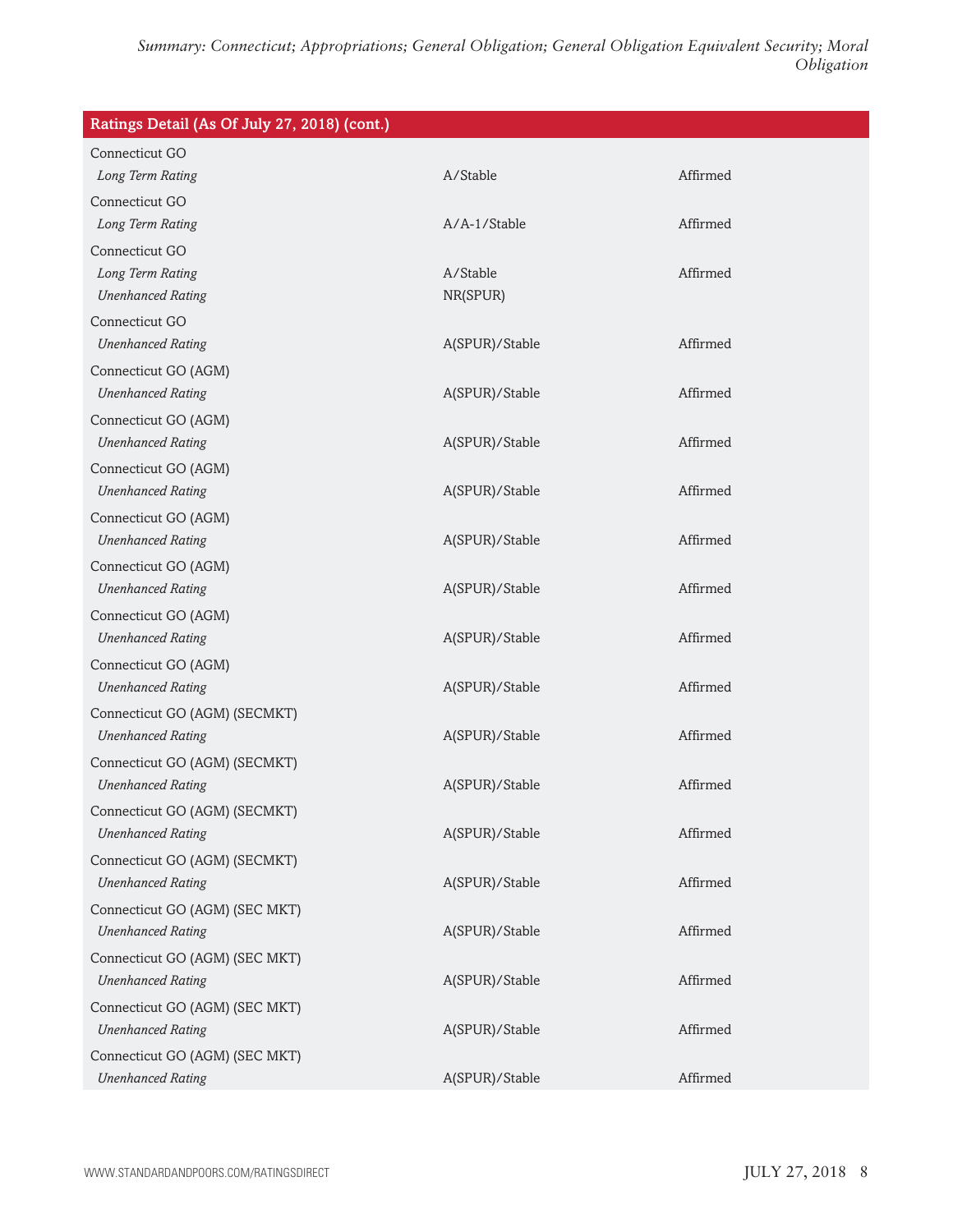| Ratings Detail (As Of July 27, 2018) (cont.) | | |
|---|---|---|
| Connecticut GO | | |
| *Long Term Rating* | A/Stable | Affirmed |
| Connecticut GO | | |
| *Long Term Rating* | A/A-1/Stable | Affirmed |
| Connecticut GO | | |
| *Long Term Rating* | A/Stable | Affirmed |
| *Unenhanced Rating* | NR(SPUR) | |
| Connecticut GO | | |
| *Unenhanced Rating* | A(SPUR)/Stable | Affirmed |
| Connecticut GO (AGM) | | |
| *Unenhanced Rating* | A(SPUR)/Stable | Affirmed |
| Connecticut GO (AGM) | | |
| *Unenhanced Rating* | A(SPUR)/Stable | Affirmed |
| Connecticut GO (AGM) | | |
| *Unenhanced Rating* | A(SPUR)/Stable | Affirmed |
| Connecticut GO (AGM) | | |
| *Unenhanced Rating* | A(SPUR)/Stable | Affirmed |
| Connecticut GO (AGM) | | |
| *Unenhanced Rating* | A(SPUR)/Stable | Affirmed |
| Connecticut GO (AGM) | | |
| *Unenhanced Rating* | A(SPUR)/Stable | Affirmed |
| Connecticut GO (AGM) | | |
| *Unenhanced Rating* | A(SPUR)/Stable | Affirmed |
| Connecticut GO (AGM) (SECMKT) | | |
| *Unenhanced Rating* | A(SPUR)/Stable | Affirmed |
| Connecticut GO (AGM) (SECMKT) | | |
| *Unenhanced Rating* | A(SPUR)/Stable | Affirmed |
| Connecticut GO (AGM) (SECMKT) | | |
| *Unenhanced Rating* | A(SPUR)/Stable | Affirmed |
| Connecticut GO (AGM) (SECMKT) | | |
| *Unenhanced Rating* | A(SPUR)/Stable | Affirmed |
| Connecticut GO (AGM) (SEC MKT) | | |
| *Unenhanced Rating* | A(SPUR)/Stable | Affirmed |
| Connecticut GO (AGM) (SEC MKT) | | |
| *Unenhanced Rating* | A(SPUR)/Stable | Affirmed |
| Connecticut GO (AGM) (SEC MKT) | | |
| *Unenhanced Rating* | A(SPUR)/Stable | Affirmed |
| Connecticut GO (AGM) (SEC MKT) | | |
| *Unenhanced Rating* | A(SPUR)/Stable | Affirmed |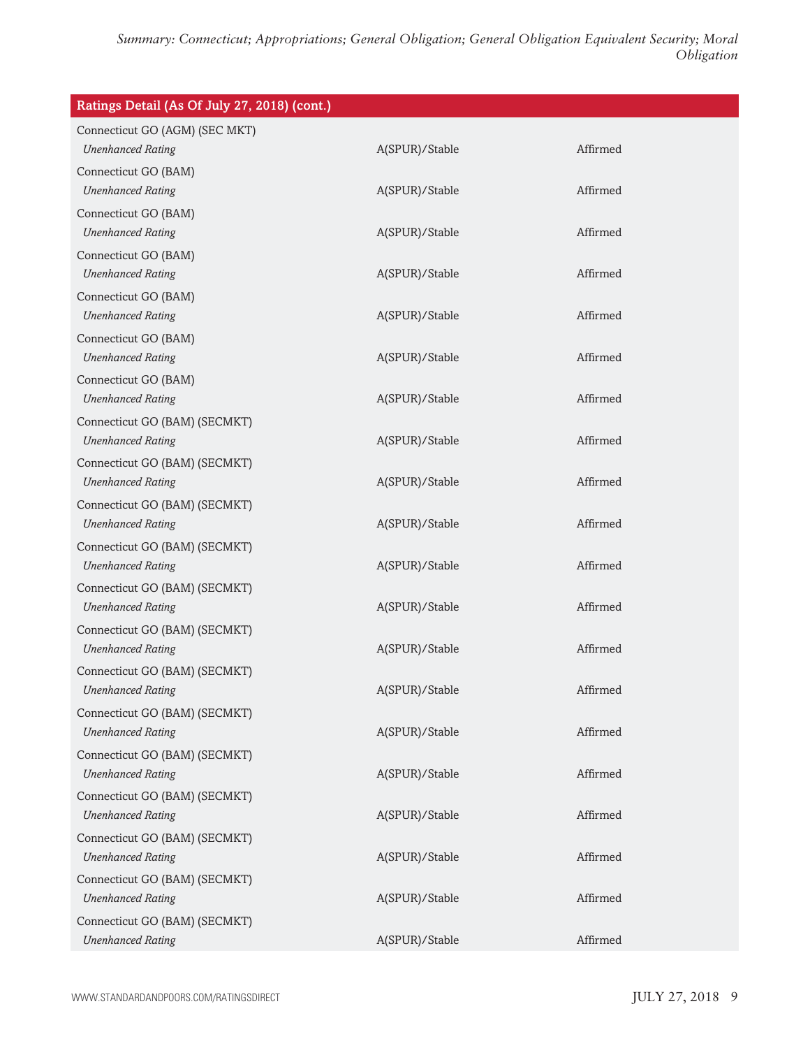| Ratings Detail (As Of July 27, 2018) (cont.) | | |
|---|---|---|
| Connecticut GO (AGM) (SEC MKT) | | |
| *Unenhanced Rating* | A(SPUR)/Stable | Affirmed |
| Connecticut GO (BAM) | | |
| *Unenhanced Rating* | A(SPUR)/Stable | Affirmed |
| Connecticut GO (BAM) | | |
| *Unenhanced Rating* | A(SPUR)/Stable | Affirmed |
| Connecticut GO (BAM) | | |
| *Unenhanced Rating* | A(SPUR)/Stable | Affirmed |
| Connecticut GO (BAM) | | |
| *Unenhanced Rating* | A(SPUR)/Stable | Affirmed |
| Connecticut GO (BAM) | | |
| *Unenhanced Rating* | A(SPUR)/Stable | Affirmed |
| Connecticut GO (BAM) | | |
| *Unenhanced Rating* | A(SPUR)/Stable | Affirmed |
| Connecticut GO (BAM) (SECMKT) | | |
| *Unenhanced Rating* | A(SPUR)/Stable | Affirmed |
| Connecticut GO (BAM) (SECMKT) | | |
| *Unenhanced Rating* | A(SPUR)/Stable | Affirmed |
| Connecticut GO (BAM) (SECMKT) | | |
| *Unenhanced Rating* | A(SPUR)/Stable | Affirmed |
| Connecticut GO (BAM) (SECMKT) | | |
| *Unenhanced Rating* | A(SPUR)/Stable | Affirmed |
| Connecticut GO (BAM) (SECMKT) | | |
| *Unenhanced Rating* | A(SPUR)/Stable | Affirmed |
| Connecticut GO (BAM) (SECMKT) | | |
| *Unenhanced Rating* | A(SPUR)/Stable | Affirmed |
| Connecticut GO (BAM) (SECMKT) | | |
| *Unenhanced Rating* | A(SPUR)/Stable | Affirmed |
| Connecticut GO (BAM) (SECMKT) | | |
| *Unenhanced Rating* | A(SPUR)/Stable | Affirmed |
| Connecticut GO (BAM) (SECMKT) | | |
| *Unenhanced Rating* | A(SPUR)/Stable | Affirmed |
| Connecticut GO (BAM) (SECMKT) | | |
| *Unenhanced Rating* | A(SPUR)/Stable | Affirmed |
| Connecticut GO (BAM) (SECMKT) | | |
| *Unenhanced Rating* | A(SPUR)/Stable | Affirmed |
| Connecticut GO (BAM) (SECMKT) | | |
| *Unenhanced Rating* | A(SPUR)/Stable | Affirmed |
| Connecticut GO (BAM) (SECMKT) | | |
| *Unenhanced Rating* | A(SPUR)/Stable | Affirmed |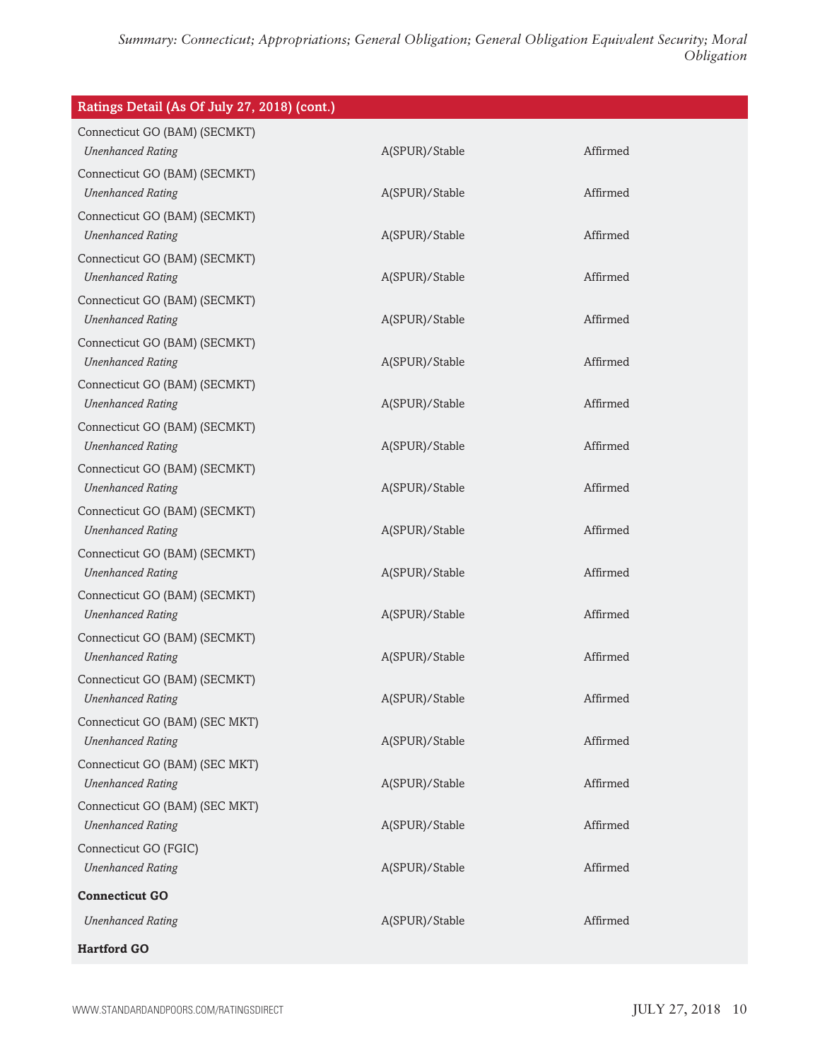| Ratings Detail (As Of July 27, 2018) (cont.) | | |
|---|---|---|
| Connecticut GO (BAM) (SECMKT) | | |
| *Unenhanced Rating* | A(SPUR)/Stable | Affirmed |
| Connecticut GO (BAM) (SECMKT) | | |
| *Unenhanced Rating* | A(SPUR)/Stable | Affirmed |
| Connecticut GO (BAM) (SECMKT) | | |
| *Unenhanced Rating* | A(SPUR)/Stable | Affirmed |
| Connecticut GO (BAM) (SECMKT) | | |
| *Unenhanced Rating* | A(SPUR)/Stable | Affirmed |
| Connecticut GO (BAM) (SECMKT) | | |
| *Unenhanced Rating* | A(SPUR)/Stable | Affirmed |
| Connecticut GO (BAM) (SECMKT) | | |
| *Unenhanced Rating* | A(SPUR)/Stable | Affirmed |
| Connecticut GO (BAM) (SECMKT) | | |
| *Unenhanced Rating* | A(SPUR)/Stable | Affirmed |
| Connecticut GO (BAM) (SECMKT) | | |
| *Unenhanced Rating* | A(SPUR)/Stable | Affirmed |
| Connecticut GO (BAM) (SECMKT) | | |
| *Unenhanced Rating* | A(SPUR)/Stable | Affirmed |
| Connecticut GO (BAM) (SECMKT) | | |
| *Unenhanced Rating* | A(SPUR)/Stable | Affirmed |
| Connecticut GO (BAM) (SECMKT) | | |
| *Unenhanced Rating* | A(SPUR)/Stable | Affirmed |
| Connecticut GO (BAM) (SECMKT) | | |
| *Unenhanced Rating* | A(SPUR)/Stable | Affirmed |
| Connecticut GO (BAM) (SECMKT) | | |
| *Unenhanced Rating* | A(SPUR)/Stable | Affirmed |
| Connecticut GO (BAM) (SECMKT) | | |
| *Unenhanced Rating* | A(SPUR)/Stable | Affirmed |
| Connecticut GO (BAM) (SEC MKT) | | |
| *Unenhanced Rating* | A(SPUR)/Stable | Affirmed |
| Connecticut GO (BAM) (SEC MKT) | | |
| *Unenhanced Rating* | A(SPUR)/Stable | Affirmed |
| Connecticut GO (BAM) (SEC MKT) | | |
| *Unenhanced Rating* | A(SPUR)/Stable | Affirmed |
| Connecticut GO (FGIC) | | |
| *Unenhanced Rating* | A(SPUR)/Stable | Affirmed |
| **Connecticut GO** | | |
| *Unenhanced Rating* | A(SPUR)/Stable | Affirmed |
| **Hartford GO** | | |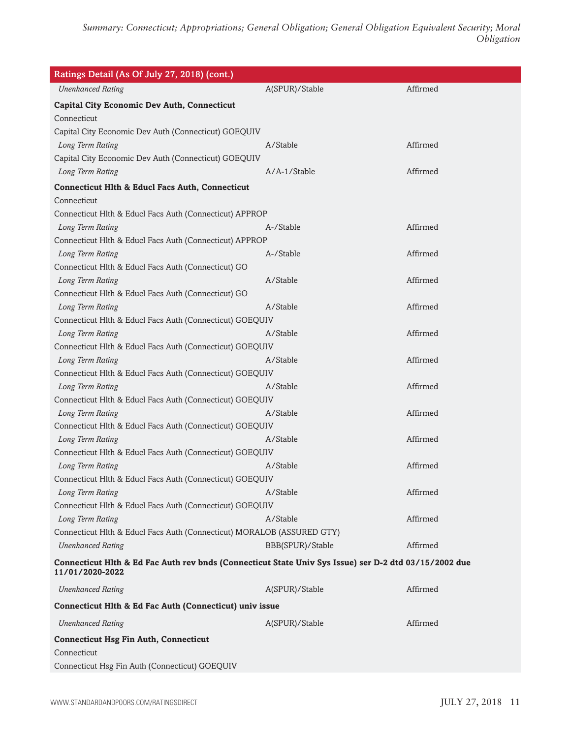| Ratings Detail (As Of July 27, 2018) (cont.) | | |
|---|---|---|
| *Unenhanced Rating* | A(SPUR)/Stable | Affirmed |
| **Capital City Economic Dev Auth, Connecticut** | | |
| Connecticut | | |
| Capital City Economic Dev Auth (Connecticut) GOEQUIV | | |
| *Long Term Rating* | A/Stable | Affirmed |
| Capital City Economic Dev Auth (Connecticut) GOEQUIV | | |
| *Long Term Rating* | A/A-1/Stable | Affirmed |
| **Connecticut Hlth & Educl Facs Auth, Connecticut** | | |
| Connecticut | | |
| Connecticut Hlth & Educl Facs Auth (Connecticut) APPROP | | |
| *Long Term Rating* | A-/Stable | Affirmed |
| Connecticut Hlth & Educl Facs Auth (Connecticut) APPROP | | |
| *Long Term Rating* | A-/Stable | Affirmed |
| Connecticut Hlth & Educl Facs Auth (Connecticut) GO | | |
| *Long Term Rating* | A/Stable | Affirmed |
| Connecticut Hlth & Educl Facs Auth (Connecticut) GO | | |
| *Long Term Rating* | A/Stable | Affirmed |
| Connecticut Hlth & Educl Facs Auth (Connecticut) GOEQUIV | | |
| *Long Term Rating* | A/Stable | Affirmed |
| Connecticut Hlth & Educl Facs Auth (Connecticut) GOEQUIV | | |
| *Long Term Rating* | A/Stable | Affirmed |
| Connecticut Hlth & Educl Facs Auth (Connecticut) GOEQUIV | | |
| *Long Term Rating* | A/Stable | Affirmed |
| Connecticut Hlth & Educl Facs Auth (Connecticut) GOEQUIV | | |
| *Long Term Rating* | A/Stable | Affirmed |
| Connecticut Hlth & Educl Facs Auth (Connecticut) GOEQUIV | | |
| *Long Term Rating* | A/Stable | Affirmed |
| Connecticut Hlth & Educl Facs Auth (Connecticut) GOEQUIV | | |
| *Long Term Rating* | A/Stable | Affirmed |
| Connecticut Hlth & Educl Facs Auth (Connecticut) GOEQUIV | | |
| *Long Term Rating* | A/Stable | Affirmed |
| Connecticut Hlth & Educl Facs Auth (Connecticut) GOEQUIV | | |
| *Long Term Rating* | A/Stable | Affirmed |
| Connecticut Hlth & Educl Facs Auth (Connecticut) MORALOB (ASSURED GTY) | | |
| *Unenhanced Rating* | BBB(SPUR)/Stable | Affirmed |
| **Connecticut Hlth & Ed Fac Auth rev bnds (Connecticut State Univ Sys Issue) ser D-2 dtd 03/15/2002 due 11/01/2020-2022** | | |
| *Unenhanced Rating* | A(SPUR)/Stable | Affirmed |
| **Connecticut Hlth & Ed Fac Auth (Connecticut) univ issue** | | |
| *Unenhanced Rating* | A(SPUR)/Stable | Affirmed |
| **Connecticut Hsg Fin Auth, Connecticut** | | |
| Connecticut | | |
| Connecticut Hsg Fin Auth (Connecticut) GOEQUIV | | |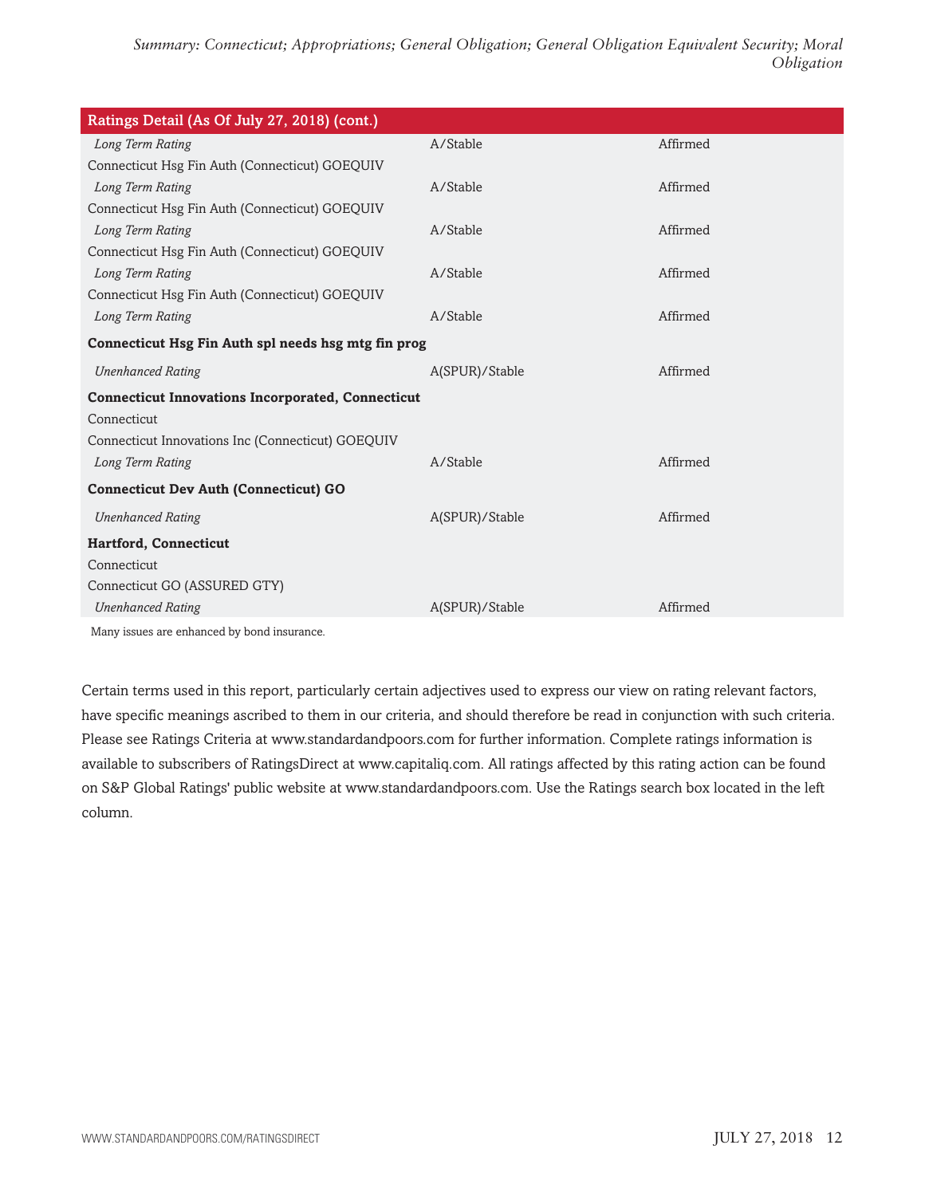| Ratings Detail (As Of July 27, 2018) (cont.) | | |
|---|---|---|
| *Long Term Rating* | A/Stable | Affirmed |
| Connecticut Hsg Fin Auth (Connecticut) GOEQUIV | | |
| *Long Term Rating* | A/Stable | Affirmed |
| Connecticut Hsg Fin Auth (Connecticut) GOEQUIV | | |
| *Long Term Rating* | A/Stable | Affirmed |
| Connecticut Hsg Fin Auth (Connecticut) GOEQUIV | | |
| *Long Term Rating* | A/Stable | Affirmed |
| Connecticut Hsg Fin Auth (Connecticut) GOEQUIV | | |
| *Long Term Rating* | A/Stable | Affirmed |
| **Connecticut Hsg Fin Auth spl needs hsg mtg fin prog** | | |
| *Unenhanced Rating* | A(SPUR)/Stable | Affirmed |
| **Connecticut Innovations Incorporated, Connecticut** | | |
| Connecticut | | |
| Connecticut Innovations Inc (Connecticut) GOEQUIV | | |
| *Long Term Rating* | A/Stable | Affirmed |
| **Connecticut Dev Auth (Connecticut) GO** | | |
| *Unenhanced Rating* | A(SPUR)/Stable | Affirmed |
| **Hartford, Connecticut** | | |
| Connecticut | | |
| Connecticut GO (ASSURED GTY) | | |
| *Unenhanced Rating* | A(SPUR)/Stable | Affirmed |

Many issues are enhanced by bond insurance.

Certain terms used in this report, particularly certain adjectives used to express our view on rating relevant factors, have specific meanings ascribed to them in our criteria, and should therefore be read in conjunction with such criteria. Please see Ratings Criteria at www.standardandpoors.com for further information. Complete ratings information is available to subscribers of RatingsDirect at www.capitaliq.com. All ratings affected by this rating action can be found on S&P Global Ratings' public website at www.standardandpoors.com. Use the Ratings search box located in the left column.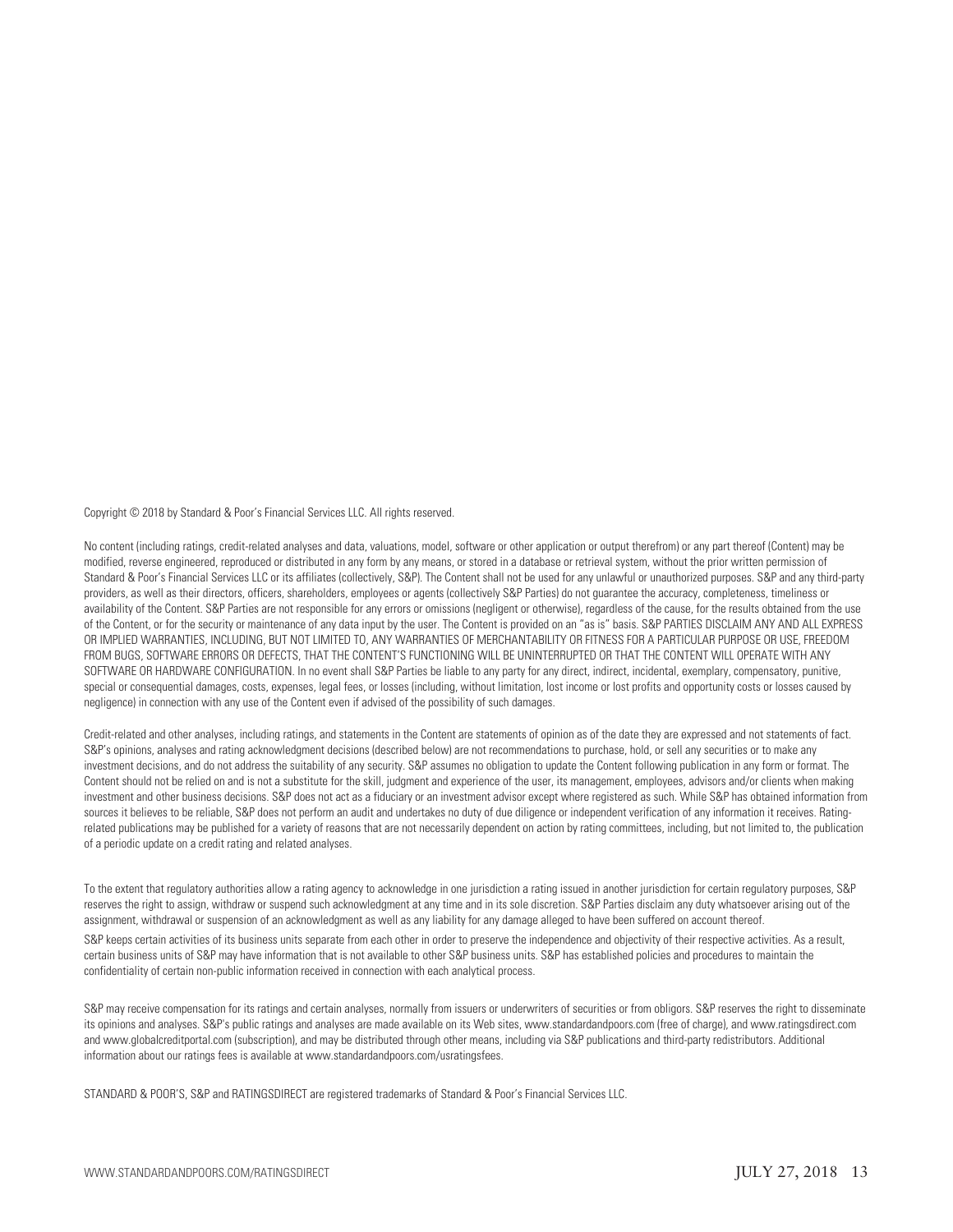Copyright © 2018 by Standard & Poor's Financial Services LLC. All rights reserved.

No content (including ratings, credit-related analyses and data, valuations, model, software or other application or output therefrom) or any part thereof (Content) may be modified, reverse engineered, reproduced or distributed in any form by any means, or stored in a database or retrieval system, without the prior written permission of Standard & Poor's Financial Services LLC or its affiliates (collectively, S&P). The Content shall not be used for any unlawful or unauthorized purposes. S&P and any third-party providers, as well as their directors, officers, shareholders, employees or agents (collectively S&P Parties) do not guarantee the accuracy, completeness, timeliness or availability of the Content. S&P Parties are not responsible for any errors or omissions (negligent or otherwise), regardless of the cause, for the results obtained from the use of the Content, or for the security or maintenance of any data input by the user. The Content is provided on an "as is" basis. S&P PARTIES DISCLAIM ANY AND ALL EXPRESS OR IMPLIED WARRANTIES, INCLUDING, BUT NOT LIMITED TO, ANY WARRANTIES OF MERCHANTABILITY OR FITNESS FOR A PARTICULAR PURPOSE OR USE, FREEDOM FROM BUGS, SOFTWARE ERRORS OR DEFECTS, THAT THE CONTENT'S FUNCTIONING WILL BE UNINTERRUPTED OR THAT THE CONTENT WILL OPERATE WITH ANY SOFTWARE OR HARDWARE CONFIGURATION. In no event shall S&P Parties be liable to any party for any direct, indirect, incidental, exemplary, compensatory, punitive, special or consequential damages, costs, expenses, legal fees, or losses (including, without limitation, lost income or lost profits and opportunity costs or losses caused by negligence) in connection with any use of the Content even if advised of the possibility of such damages.

Credit-related and other analyses, including ratings, and statements in the Content are statements of opinion as of the date they are expressed and not statements of fact. S&P's opinions, analyses and rating acknowledgment decisions (described below) are not recommendations to purchase, hold, or sell any securities or to make any investment decisions, and do not address the suitability of any security. S&P assumes no obligation to update the Content following publication in any form or format. The Content should not be relied on and is not a substitute for the skill, judgment and experience of the user, its management, employees, advisors and/or clients when making investment and other business decisions. S&P does not act as a fiduciary or an investment advisor except where registered as such. While S&P has obtained information from sources it believes to be reliable, S&P does not perform an audit and undertakes no duty of due diligence or independent verification of any information it receives. Rating-related publications may be published for a variety of reasons that are not necessarily dependent on action by rating committees, including, but not limited to, the publication of a periodic update on a credit rating and related analyses.

To the extent that regulatory authorities allow a rating agency to acknowledge in one jurisdiction a rating issued in another jurisdiction for certain regulatory purposes, S&P reserves the right to assign, withdraw or suspend such acknowledgment at any time and in its sole discretion. S&P Parties disclaim any duty whatsoever arising out of the assignment, withdrawal or suspension of an acknowledgment as well as any liability for any damage alleged to have been suffered on account thereof.

S&P keeps certain activities of its business units separate from each other in order to preserve the independence and objectivity of their respective activities. As a result, certain business units of S&P may have information that is not available to other S&P business units. S&P has established policies and procedures to maintain the confidentiality of certain non-public information received in connection with each analytical process.

S&P may receive compensation for its ratings and certain analyses, normally from issuers or underwriters of securities or from obligors. S&P reserves the right to disseminate its opinions and analyses. S&P's public ratings and analyses are made available on its Web sites, www.standardandpoors.com (free of charge), and www.ratingsdirect.com and www.globalcreditportal.com (subscription), and may be distributed through other means, including via S&P publications and third-party redistributors. Additional information about our ratings fees is available at www.standardandpoors.com/usratingsfees.

STANDARD & POOR'S, S&P and RATINGSDIRECT are registered trademarks of Standard & Poor's Financial Services LLC.